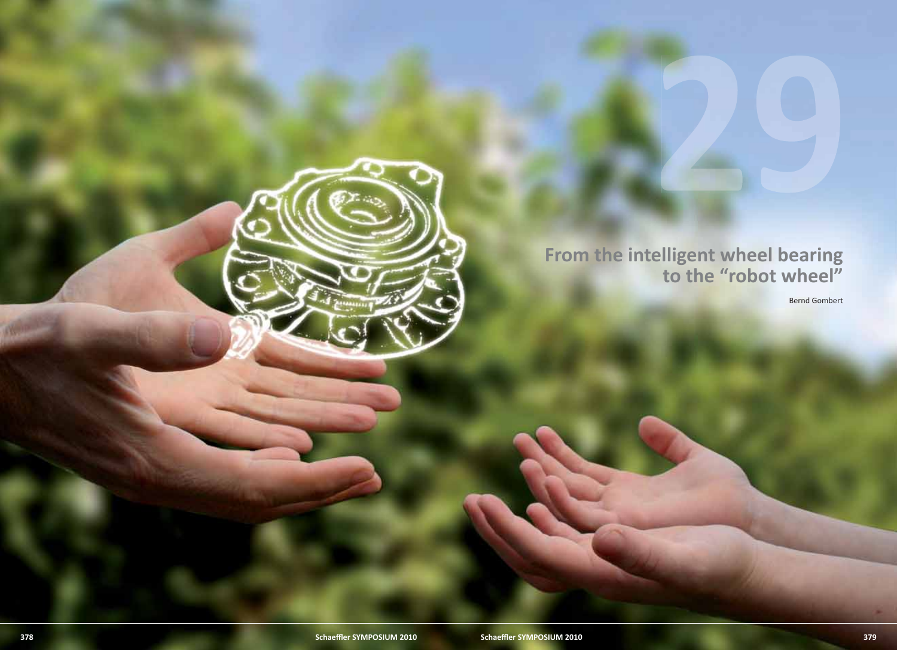# 29

## From the intelligent wheel bearing to the "robot wheel"

Bernd Gombert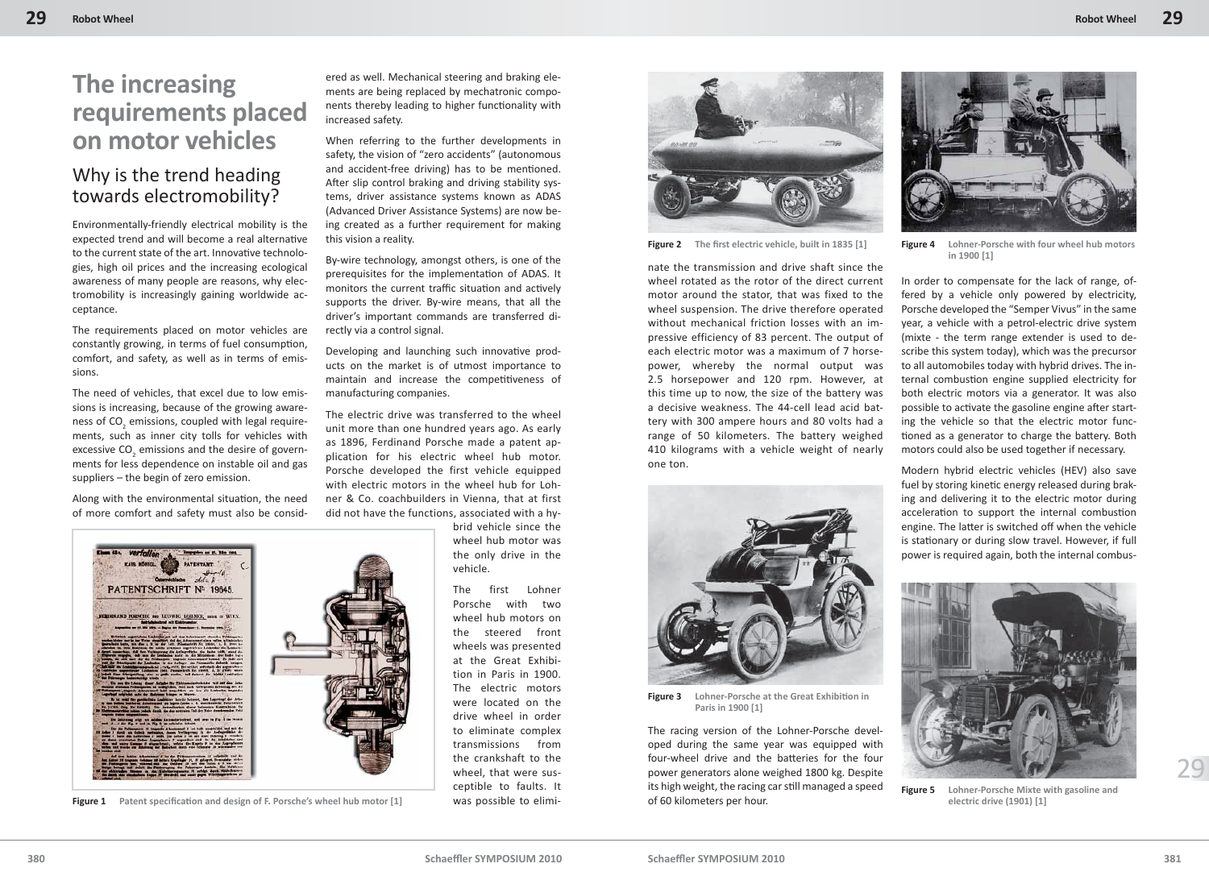# The increasing requirements placed on motor vehicles

## Why is the trend heading towards electromobility?

Environmentally-friendly electrical mobility is the expected trend and will become a real alternative to the current state of the art. Innovative technologies, high oil prices and the increasing ecological awareness of many people are reasons, why electromobility is increasingly gaining worldwide acceptance.

The requirements placed on motor vehicles are constantly growing, in terms of fuel consumption, comfort, and safety, as well as in terms of emissions.

The need of vehicles, that excel due to low emissions is increasing, because of the growing awareness of $CO_2$ emissions, coupled with legal requirements, such as inner city tolls for vehicles with excessive $CO_2$ emissions and the desire of governments for less dependence on instable oil and gas suppliers – the begin of zero emission.

Along with the environmental situation, the need of more comfort and safety must also be considered as well. Mechanical steering and braking elements are being replaced by mechatronic components thereby leading to higher functionality with increased safety.

When referring to the further developments in safety, the vision of "zero accidents" (autonomous and accident-free driving) has to be mentioned. After slip control braking and driving stability systems, driver assistance systems known as ADAS (Advanced Driver Assistance Systems) are now being created as a further requirement for making this vision a reality.

By-wire technology, amongst others, is one of the prerequisites for the implementation of ADAS. It monitors the current traffic situation and actively supports the driver. By-wire means, that all the driver's important commands are transferred directly via a control signal.

Developing and launching such innovative products on the market is of utmost importance to maintain and increase the competitiveness of manufacturing companies.

The electric drive was transferred to the wheel unit more than one hundred years ago. As early as 1896, Ferdinand Porsche made a patent application for his electric wheel hub motor. Porsche developed the first vehicle equipped with electric motors in the wheel hub for Lohner & Co. coachbuilders in Vienna, that at first did not have the functions, associated with a hybrid vehicle since the wheel hub motor was the only drive in the vehicle.

**Figure 1** Patent specification and design of F. Porsche's wheel hub motor [1]

The first Lohner Porsche with two wheel hub motors on the steered front wheels was presented at the Great Exhibition in Paris in 1900. The electric motors were located on the drive wheel in order to eliminate complex transmissions from the crankshaft to the wheel, that were susceptible to faults. It was possible to eliminate the transmission and drive shaft since the wheel rotated as the rotor of the direct current motor around the stator, that was fixed to the wheel suspension. The drive therefore operated without mechanical friction losses with an impressive efficiency of 83 percent. The output of each electric motor was a maximum of 7 horsepower, whereby the normal output was 2.5 horsepower and 120 rpm. However, at this time up to now, the size of the battery was a decisive weakness. The 44-cell lead acid battery with 300 ampere hours and 80 volts had a range of 50 kilometers. The battery weighed 410 kilograms with a vehicle weight of nearly one ton.

**Figure 2** The first electric vehicle, built in 1835 [1]

**Figure 3** Lohner-Porsche at the Great Exhibition in Paris in 1900 [1]

The racing version of the Lohner-Porsche developed during the same year was equipped with four-wheel drive and the batteries for the four power generators alone weighed 1800 kg. Despite its high weight, the racing car still managed a speed of 60 kilometers per hour.

**Figure 4** Lohner-Porsche with four wheel hub motors in 1900 [1]

In order to compensate for the lack of range, offered by a vehicle only powered by electricity, Porsche developed the "Semper Vivus" in the same year, a vehicle with a petrol-electric drive system (mixte - the term range extender is used to describe this system today), which was the precursor to all automobiles today with hybrid drives. The internal combustion engine supplied electricity for both electric motors via a generator. It was also possible to activate the gasoline engine after starting the vehicle so that the electric motor functioned as a generator to charge the battery. Both motors could also be used together if necessary.

Modern hybrid electric vehicles (HEV) also save fuel by storing kinetic energy released during braking and delivering it to the electric motor during acceleration to support the internal combustion engine. The latter is switched off when the vehicle is stationary or during slow travel. However, if full power is required again, both the internal combus-

**Figure 5** Lohner-Porsche Mixte with gasoline and electric drive (1901) [1]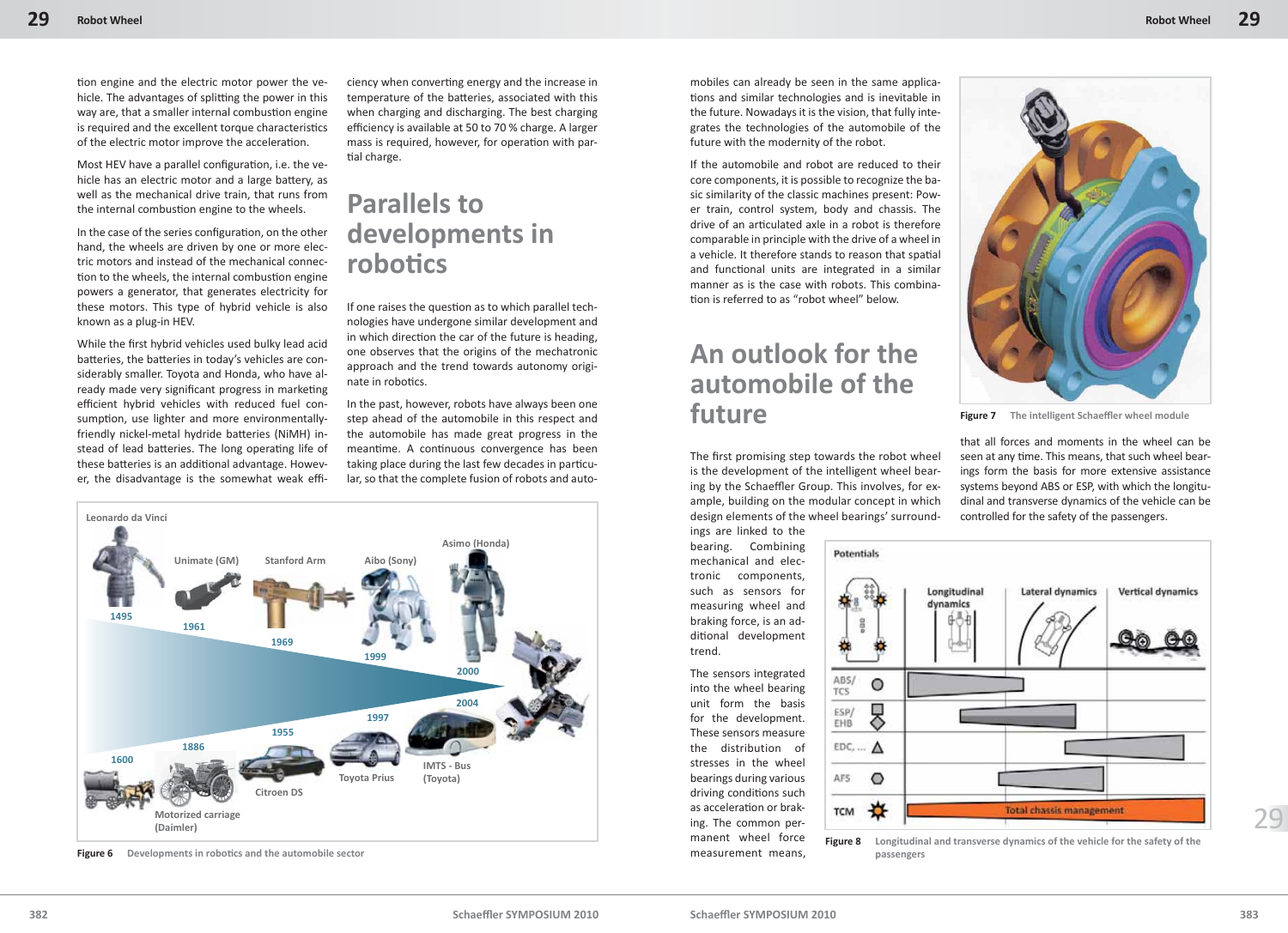tion engine and the electric motor power the vehicle. The advantages of splitting the power in this way are, that a smaller internal combustion engine is required and the excellent torque characteristics of the electric motor improve the acceleration.

Most HEV have a parallel configuration, i.e. the vehicle has an electric motor and a large battery, as well as the mechanical drive train, that runs from the internal combustion engine to the wheels.

In the case of the series configuration, on the other hand, the wheels are driven by one or more electric motors and instead of the mechanical connection to the wheels, the internal combustion engine powers a generator, that generates electricity for these motors. This type of hybrid vehicle is also known as a plug-in HEV.

While the first hybrid vehicles used bulky lead acid batteries, the batteries in today's vehicles are considerably smaller. Toyota and Honda, who have already made very significant progress in marketing efficient hybrid vehicles with reduced fuel consumption, use lighter and more environmentally-friendly nickel-metal hydride batteries (NiMH) instead of lead batteries. The long operating life of these batteries is an additional advantage. However, the disadvantage is the somewhat weak efficiency when converting energy and the increase in temperature of the batteries, associated with this when charging and discharging. The best charging efficiency is available at 50 to 70 % charge. A larger mass is required, however, for operation with partial charge.

## Parallels to developments in robotics

If one raises the question as to which parallel technologies have undergone similar development and in which direction the car of the future is heading, one observes that the origins of the mechatronic approach and the trend towards autonomy originate in robotics.

In the past, however, robots have always been one step ahead of the automobile in this respect and the automobile has made great progress in the meantime. A continuous convergence has been taking place during the last few decades in particular, so that the complete fusion of robots and automobiles can already be seen in the same applications and similar technologies and is inevitable in the future. Nowadays it is the vision, that fully integrates the technologies of the automobile of the future with the modernity of the robot.

If the automobile and robot are reduced to their core components, it is possible to recognize the basic similarity of the classic machines present: Power train, control system, body and chassis. The drive of an articulated axle in a robot is therefore comparable in principle with the drive of a wheel in a vehicle. It therefore stands to reason that spatial and functional units are integrated in a similar manner as is the case with robots. This combination is referred to as "robot wheel" below.

Figure 6 Developments in robotics and the automobile sector

## An outlook for the automobile of the future

The first promising step towards the robot wheel is the development of the intelligent wheel bearing by the Schaeffler Group. This involves, for example, building on the modular concept in which design elements of the wheel bearings' surroundings are linked to the bearing. Combining mechanical and electronic components, such as sensors for measuring wheel and braking force, is an additional development trend.

The sensors integrated into the wheel bearing unit form the basis for the development. These sensors measure the distribution of stresses in the wheel bearings during various driving conditions such as acceleration or braking. The common permanent wheel force measurement means, that all forces and moments in the wheel can be seen at any time. This means, that such wheel bearings form the basis for more extensive assistance systems beyond ABS or ESP, with which the longitudinal and transverse dynamics of the vehicle can be controlled for the safety of the passengers.

Figure 7 The intelligent Schaeffler wheel module

Figure 8 Longitudinal and transverse dynamics of the vehicle for the safety of the passengers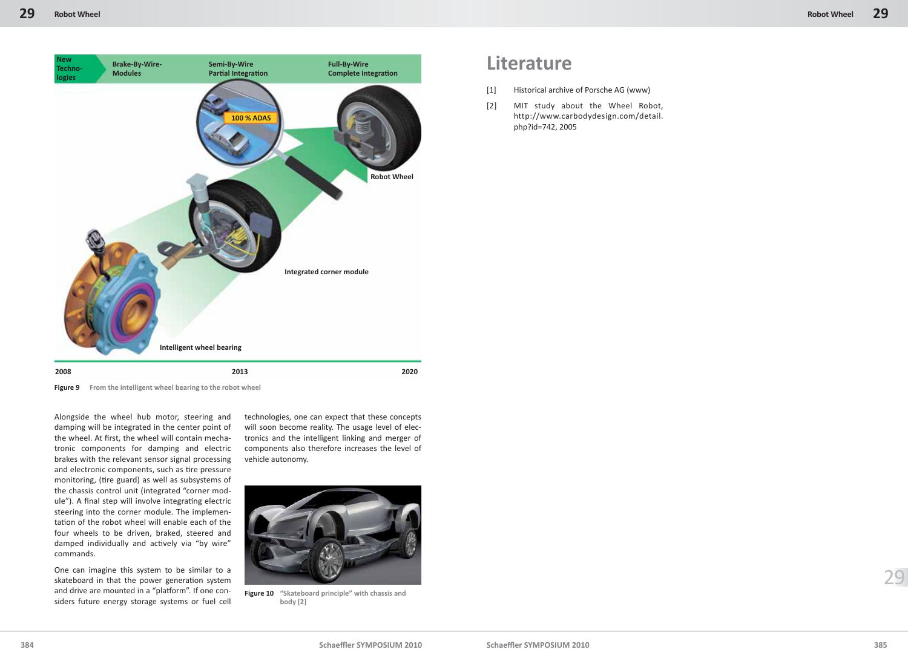New Technologies

Brake-By-Wire-Modules

Semi-By-Wire Partial Integration

Full-By-Wire Complete Integration

100 % ADAS

Robot Wheel

Integrated corner module

Intelligent wheel bearing

2008

2013

2020

**Figure 9** From the intelligent wheel bearing to the robot wheel

Alongside the wheel hub motor, steering and damping will be integrated in the center point of the wheel. At first, the wheel will contain mechatronic components for damping and electric brakes with the relevant sensor signal processing and electronic components, such as tire pressure monitoring, (tire guard) as well as subsystems of the chassis control unit (integrated "corner module"). A final step will involve integrating electric steering into the corner module. The implementation of the robot wheel will enable each of the four wheels to be driven, braked, steered and damped individually and actively via "by wire" commands.

One can imagine this system to be similar to a skateboard in that the power generation system and drive are mounted in a "platform". If one considers future energy storage systems or fuel cell technologies, one can expect that these concepts will soon become reality. The usage level of electronics and the intelligent linking and merger of components also therefore increases the level of vehicle autonomy.

**Figure 10** "Skateboard principle" with chassis and body [2]

# Literature

[1] Historical archive of Porsche AG (www)

[2] MIT study about the Wheel Robot, http://www.carbodydesign.com/detail.php?id=742, 2005